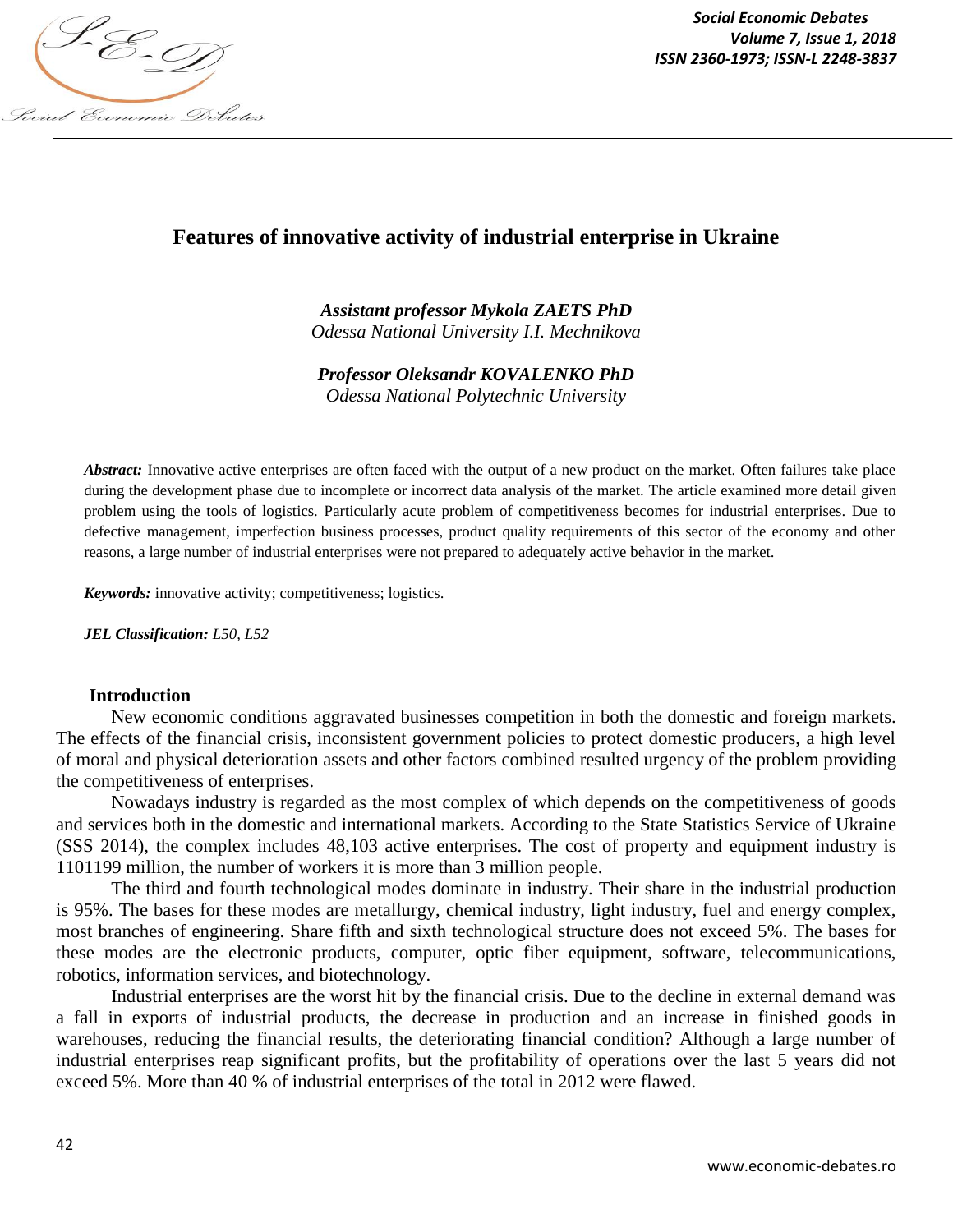# Features of innovative activity of industrial enterprise in Ukraine

***Assistant professor Mykola ZAETS PhD***
*Odessa National University I.I. Mechnikova*

***Professor Oleksandr KOVALENKO PhD***
*Odessa National Polytechnic University*

***Abstract:*** Innovative active enterprises are often faced with the output of a new product on the market. Often failures take place during the development phase due to incomplete or incorrect data analysis of the market. The article examined more detail given problem using the tools of logistics. Particularly acute problem of competitiveness becomes for industrial enterprises. Due to defective management, imperfection business processes, product quality requirements of this sector of the economy and other reasons, a large number of industrial enterprises were not prepared to adequately active behavior in the market.

***Keywords:*** innovative activity; competitiveness; logistics.

***JEL Classification:*** *L50, L52*

## Introduction

New economic conditions aggravated businesses competition in both the domestic and foreign markets. The effects of the financial crisis, inconsistent government policies to protect domestic producers, a high level of moral and physical deterioration assets and other factors combined resulted urgency of the problem providing the competitiveness of enterprises.

Nowadays industry is regarded as the most complex of which depends on the competitiveness of goods and services both in the domestic and international markets. According to the State Statistics Service of Ukraine (SSS 2014), the complex includes 48,103 active enterprises. The cost of property and equipment industry is 1101199 million, the number of workers it is more than 3 million people.

The third and fourth technological modes dominate in industry. Their share in the industrial production is 95%. The bases for these modes are metallurgy, chemical industry, light industry, fuel and energy complex, most branches of engineering. Share fifth and sixth technological structure does not exceed 5%. The bases for these modes are the electronic products, computer, optic fiber equipment, software, telecommunications, robotics, information services, and biotechnology.

Industrial enterprises are the worst hit by the financial crisis. Due to the decline in external demand was a fall in exports of industrial products, the decrease in production and an increase in finished goods in warehouses, reducing the financial results, the deteriorating financial condition? Although a large number of industrial enterprises reap significant profits, but the profitability of operations over the last 5 years did not exceed 5%. More than 40 % of industrial enterprises of the total in 2012 were flawed.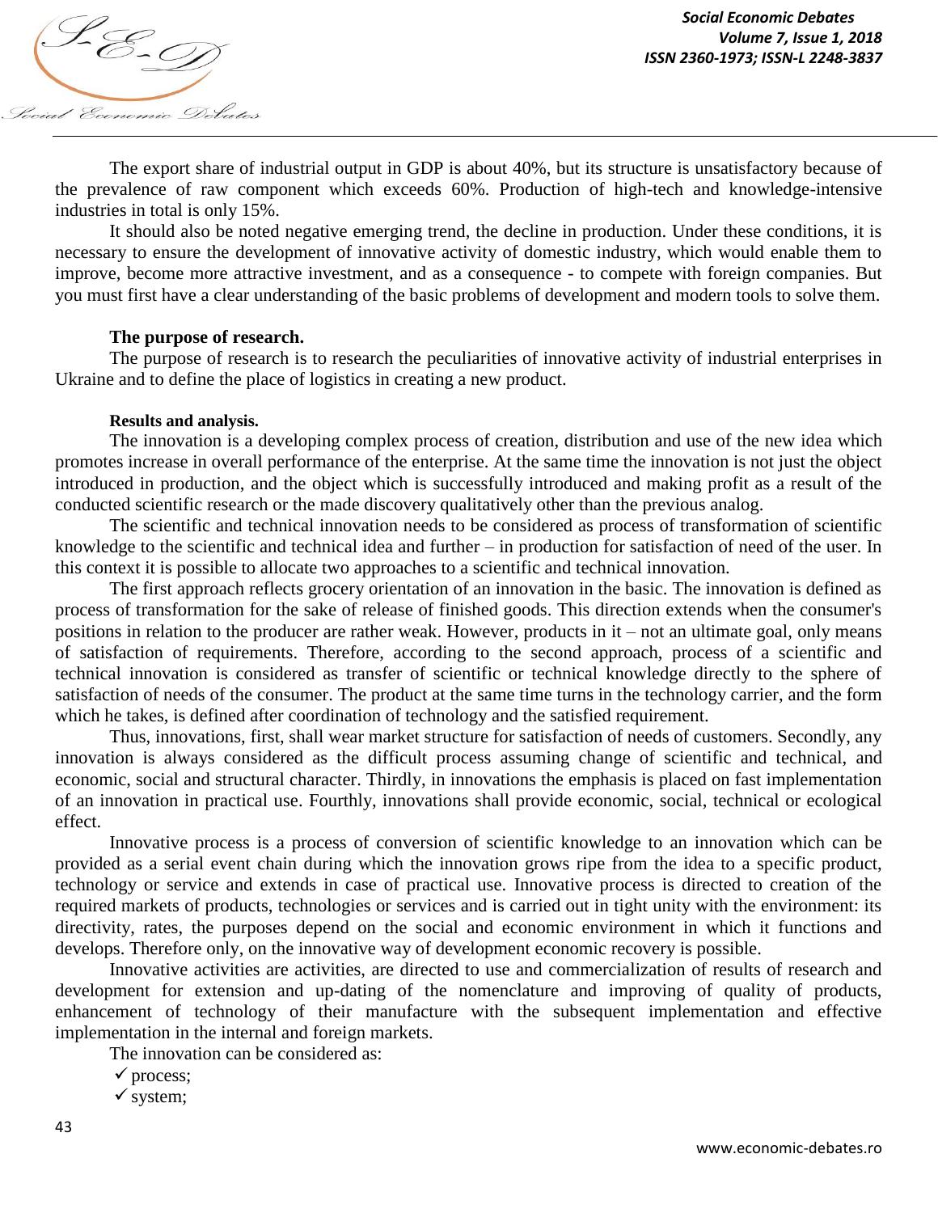The export share of industrial output in GDP is about 40%, but its structure is unsatisfactory because of the prevalence of raw component which exceeds 60%. Production of high-tech and knowledge-intensive industries in total is only 15%.

It should also be noted negative emerging trend, the decline in production. Under these conditions, it is necessary to ensure the development of innovative activity of domestic industry, which would enable them to improve, become more attractive investment, and as a consequence - to compete with foreign companies. But you must first have a clear understanding of the basic problems of development and modern tools to solve them.

**The purpose of research.**

The purpose of research is to research the peculiarities of innovative activity of industrial enterprises in Ukraine and to define the place of logistics in creating a new product.

**Results and analysis.**

The innovation is a developing complex process of creation, distribution and use of the new idea which promotes increase in overall performance of the enterprise. At the same time the innovation is not just the object introduced in production, and the object which is successfully introduced and making profit as a result of the conducted scientific research or the made discovery qualitatively other than the previous analog.

The scientific and technical innovation needs to be considered as process of transformation of scientific knowledge to the scientific and technical idea and further – in production for satisfaction of need of the user. In this context it is possible to allocate two approaches to a scientific and technical innovation.

The first approach reflects grocery orientation of an innovation in the basic. The innovation is defined as process of transformation for the sake of release of finished goods. This direction extends when the consumer's positions in relation to the producer are rather weak. However, products in it – not an ultimate goal, only means of satisfaction of requirements. Therefore, according to the second approach, process of a scientific and technical innovation is considered as transfer of scientific or technical knowledge directly to the sphere of satisfaction of needs of the consumer. The product at the same time turns in the technology carrier, and the form which he takes, is defined after coordination of technology and the satisfied requirement.

Thus, innovations, first, shall wear market structure for satisfaction of needs of customers. Secondly, any innovation is always considered as the difficult process assuming change of scientific and technical, and economic, social and structural character. Thirdly, in innovations the emphasis is placed on fast implementation of an innovation in practical use. Fourthly, innovations shall provide economic, social, technical or ecological effect.

Innovative process is a process of conversion of scientific knowledge to an innovation which can be provided as a serial event chain during which the innovation grows ripe from the idea to a specific product, technology or service and extends in case of practical use. Innovative process is directed to creation of the required markets of products, technologies or services and is carried out in tight unity with the environment: its directivity, rates, the purposes depend on the social and economic environment in which it functions and develops. Therefore only, on the innovative way of development economic recovery is possible.

Innovative activities are activities, are directed to use and commercialization of results of research and development for extension and up-dating of the nomenclature and improving of quality of products, enhancement of technology of their manufacture with the subsequent implementation and effective implementation in the internal and foreign markets.

The innovation can be considered as:

- ✓ process;
- ✓ system;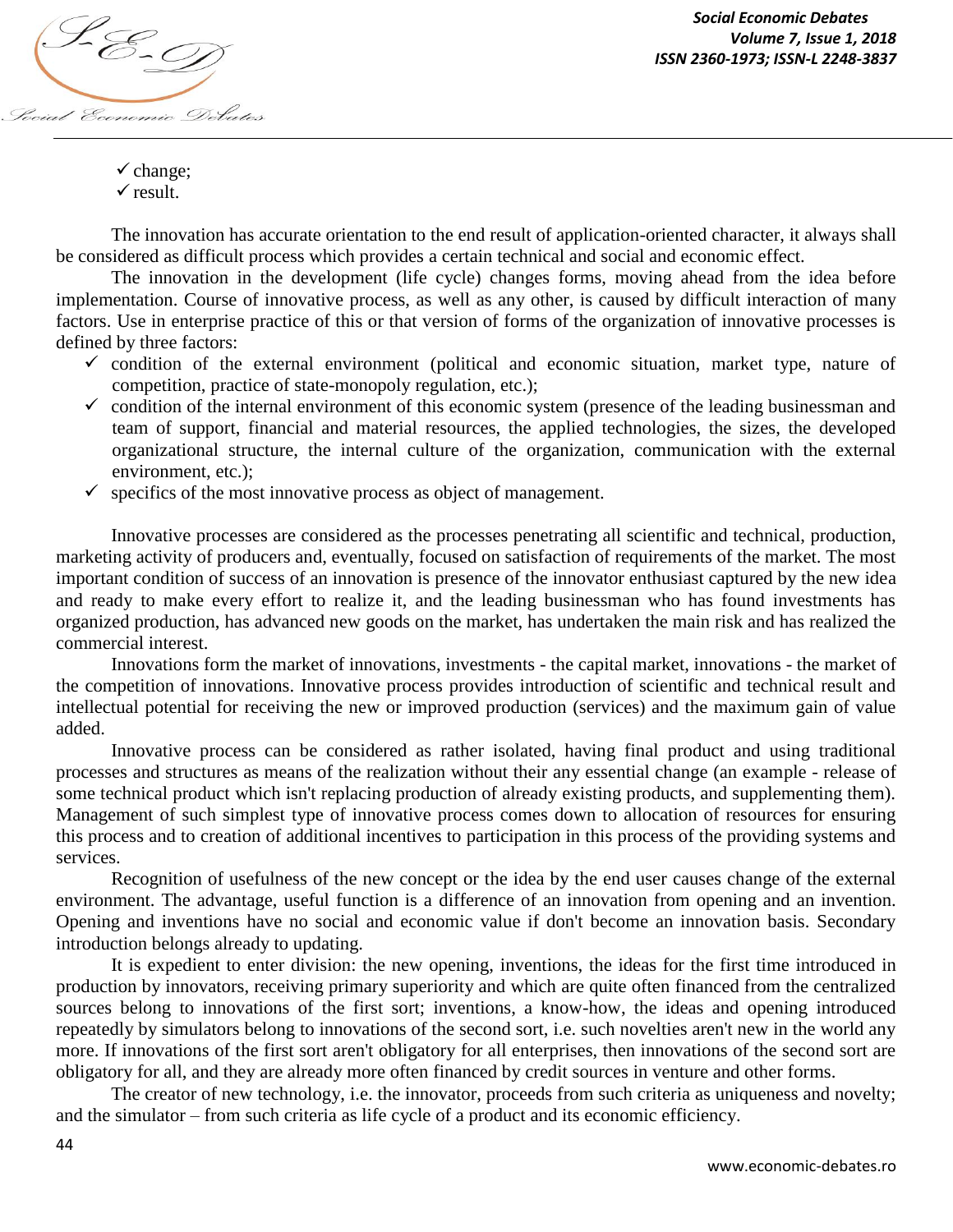- change;
- result.

The innovation has accurate orientation to the end result of application-oriented character, it always shall be considered as difficult process which provides a certain technical and social and economic effect.

The innovation in the development (life cycle) changes forms, moving ahead from the idea before implementation. Course of innovative process, as well as any other, is caused by difficult interaction of many factors. Use in enterprise practice of this or that version of forms of the organization of innovative processes is defined by three factors:

- condition of the external environment (political and economic situation, market type, nature of competition, practice of state-monopoly regulation, etc.);
- condition of the internal environment of this economic system (presence of the leading businessman and team of support, financial and material resources, the applied technologies, the sizes, the developed organizational structure, the internal culture of the organization, communication with the external environment, etc.);
- specifics of the most innovative process as object of management.

Innovative processes are considered as the processes penetrating all scientific and technical, production, marketing activity of producers and, eventually, focused on satisfaction of requirements of the market. The most important condition of success of an innovation is presence of the innovator enthusiast captured by the new idea and ready to make every effort to realize it, and the leading businessman who has found investments has organized production, has advanced new goods on the market, has undertaken the main risk and has realized the commercial interest.

Innovations form the market of innovations, investments - the capital market, innovations - the market of the competition of innovations. Innovative process provides introduction of scientific and technical result and intellectual potential for receiving the new or improved production (services) and the maximum gain of value added.

Innovative process can be considered as rather isolated, having final product and using traditional processes and structures as means of the realization without their any essential change (an example - release of some technical product which isn't replacing production of already existing products, and supplementing them). Management of such simplest type of innovative process comes down to allocation of resources for ensuring this process and to creation of additional incentives to participation in this process of the providing systems and services.

Recognition of usefulness of the new concept or the idea by the end user causes change of the external environment. The advantage, useful function is a difference of an innovation from opening and an invention. Opening and inventions have no social and economic value if don't become an innovation basis. Secondary introduction belongs already to updating.

It is expedient to enter division: the new opening, inventions, the ideas for the first time introduced in production by innovators, receiving primary superiority and which are quite often financed from the centralized sources belong to innovations of the first sort; inventions, a know-how, the ideas and opening introduced repeatedly by simulators belong to innovations of the second sort, i.e. such novelties aren't new in the world any more. If innovations of the first sort aren't obligatory for all enterprises, then innovations of the second sort are obligatory for all, and they are already more often financed by credit sources in venture and other forms.

The creator of new technology, i.e. the innovator, proceeds from such criteria as uniqueness and novelty; and the simulator – from such criteria as life cycle of a product and its economic efficiency.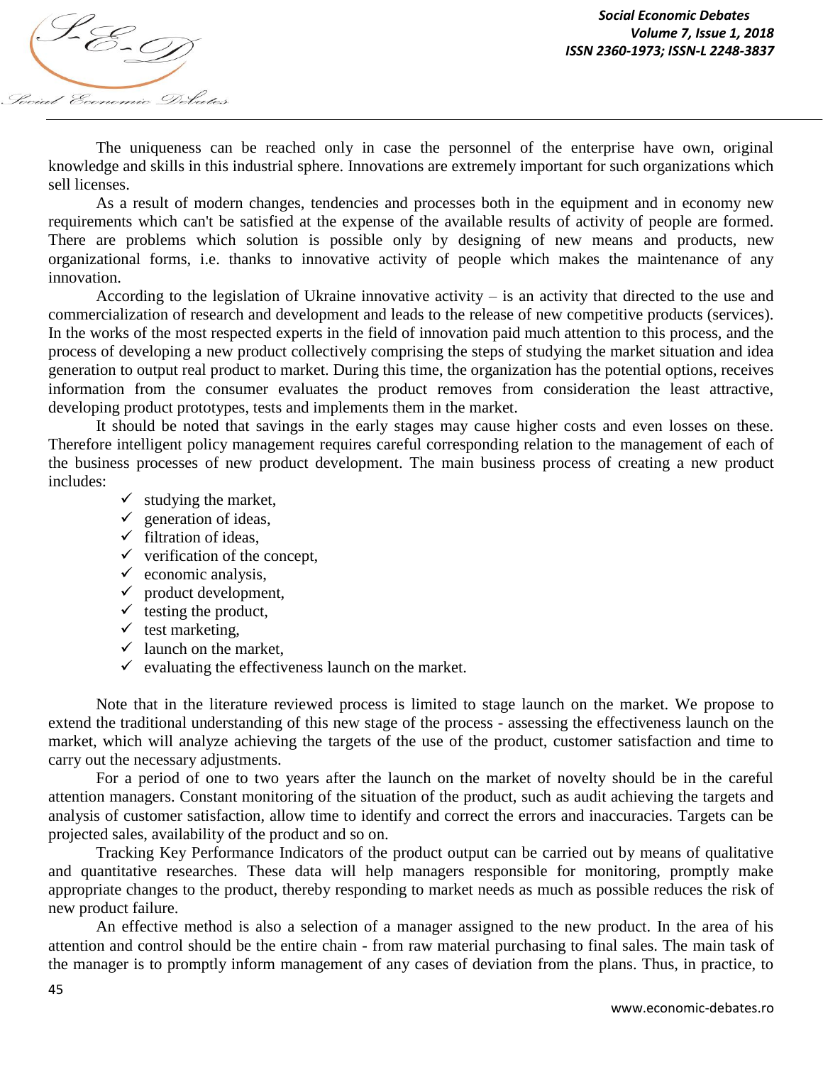The uniqueness can be reached only in case the personnel of the enterprise have own, original knowledge and skills in this industrial sphere. Innovations are extremely important for such organizations which sell licenses.

As a result of modern changes, tendencies and processes both in the equipment and in economy new requirements which can't be satisfied at the expense of the available results of activity of people are formed. There are problems which solution is possible only by designing of new means and products, new organizational forms, i.e. thanks to innovative activity of people which makes the maintenance of any innovation.

According to the legislation of Ukraine innovative activity – is an activity that directed to the use and commercialization of research and development and leads to the release of new competitive products (services). In the works of the most respected experts in the field of innovation paid much attention to this process, and the process of developing a new product collectively comprising the steps of studying the market situation and idea generation to output real product to market. During this time, the organization has the potential options, receives information from the consumer evaluates the product removes from consideration the least attractive, developing product prototypes, tests and implements them in the market.

It should be noted that savings in the early stages may cause higher costs and even losses on these. Therefore intelligent policy management requires careful corresponding relation to the management of each of the business processes of new product development. The main business process of creating a new product includes:

- ✓ studying the market,
- ✓ generation of ideas,
- ✓ filtration of ideas,
- ✓ verification of the concept,
- ✓ economic analysis,
- ✓ product development,
- ✓ testing the product,
- ✓ test marketing,
- ✓ launch on the market,
- ✓ evaluating the effectiveness launch on the market.

Note that in the literature reviewed process is limited to stage launch on the market. We propose to extend the traditional understanding of this new stage of the process - assessing the effectiveness launch on the market, which will analyze achieving the targets of the use of the product, customer satisfaction and time to carry out the necessary adjustments.

For a period of one to two years after the launch on the market of novelty should be in the careful attention managers. Constant monitoring of the situation of the product, such as audit achieving the targets and analysis of customer satisfaction, allow time to identify and correct the errors and inaccuracies. Targets can be projected sales, availability of the product and so on.

Tracking Key Performance Indicators of the product output can be carried out by means of qualitative and quantitative researches. These data will help managers responsible for monitoring, promptly make appropriate changes to the product, thereby responding to market needs as much as possible reduces the risk of new product failure.

An effective method is also a selection of a manager assigned to the new product. In the area of his attention and control should be the entire chain - from raw material purchasing to final sales. The main task of the manager is to promptly inform management of any cases of deviation from the plans. Thus, in practice, to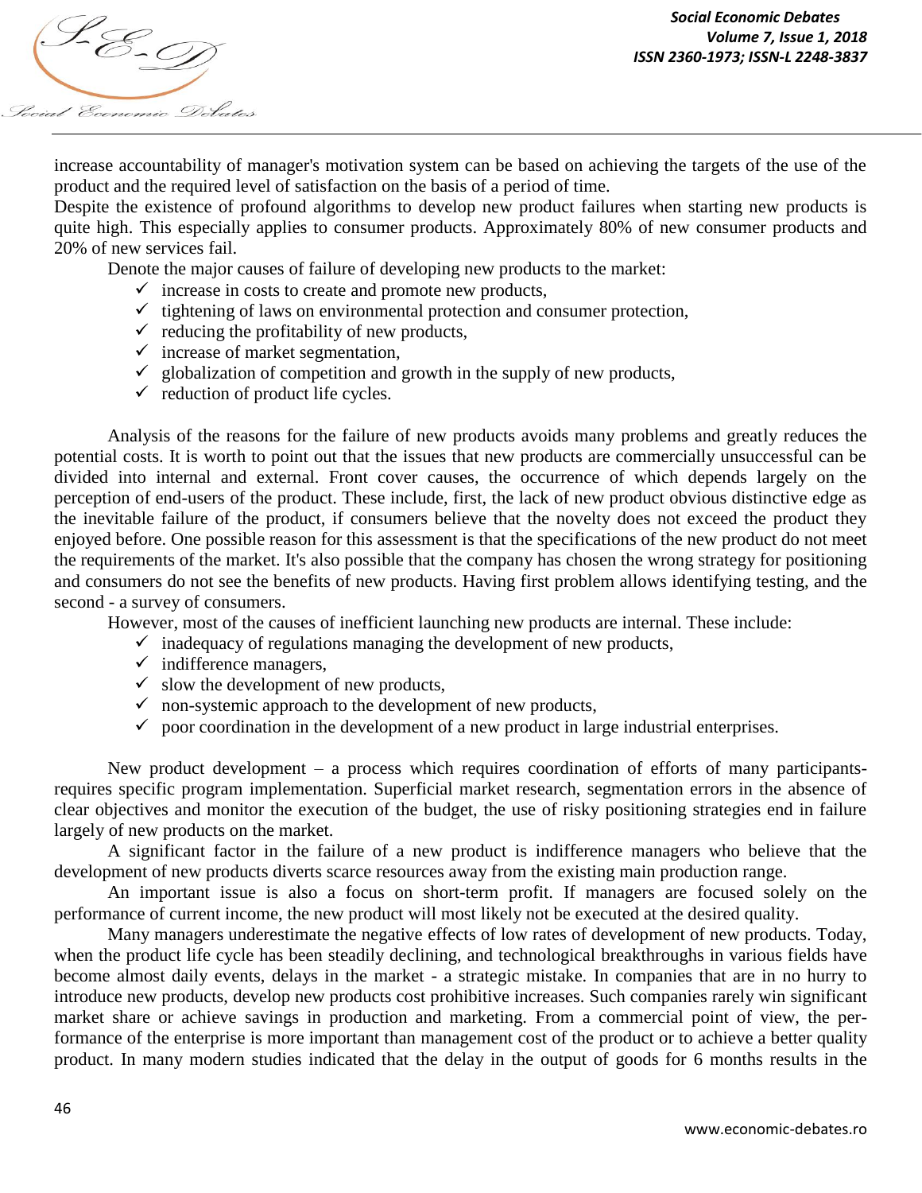increase accountability of manager's motivation system can be based on achieving the targets of the use of the product and the required level of satisfaction on the basis of a period of time.

Despite the existence of profound algorithms to develop new product failures when starting new products is quite high. This especially applies to consumer products. Approximately 80% of new consumer products and 20% of new services fail.

Denote the major causes of failure of developing new products to the market:

- ✓ increase in costs to create and promote new products,
- ✓ tightening of laws on environmental protection and consumer protection,
- ✓ reducing the profitability of new products,
- ✓ increase of market segmentation,
- ✓ globalization of competition and growth in the supply of new products,
- ✓ reduction of product life cycles.

Analysis of the reasons for the failure of new products avoids many problems and greatly reduces the potential costs. It is worth to point out that the issues that new products are commercially unsuccessful can be divided into internal and external. Front cover causes, the occurrence of which depends largely on the perception of end-users of the product. These include, first, the lack of new product obvious distinctive edge as the inevitable failure of the product, if consumers believe that the novelty does not exceed the product they enjoyed before. One possible reason for this assessment is that the specifications of the new product do not meet the requirements of the market. It's also possible that the company has chosen the wrong strategy for positioning and consumers do not see the benefits of new products. Having first problem allows identifying testing, and the second - a survey of consumers.

However, most of the causes of inefficient launching new products are internal. These include:

- ✓ inadequacy of regulations managing the development of new products,
- ✓ indifference managers,
- ✓ slow the development of new products,
- ✓ non-systemic approach to the development of new products,
- ✓ poor coordination in the development of a new product in large industrial enterprises.

New product development – a process which requires coordination of efforts of many participants- requires specific program implementation. Superficial market research, segmentation errors in the absence of clear objectives and monitor the execution of the budget, the use of risky positioning strategies end in failure largely of new products on the market.

A significant factor in the failure of a new product is indifference managers who believe that the development of new products diverts scarce resources away from the existing main production range.

An important issue is also a focus on short-term profit. If managers are focused solely on the performance of current income, the new product will most likely not be executed at the desired quality.

Many managers underestimate the negative effects of low rates of development of new products. Today, when the product life cycle has been steadily declining, and technological breakthroughs in various fields have become almost daily events, delays in the market - a strategic mistake. In companies that are in no hurry to introduce new products, develop new products cost prohibitive increases. Such companies rarely win significant market share or achieve savings in production and marketing. From a commercial point of view, the performance of the enterprise is more important than management cost of the product or to achieve a better quality product. In many modern studies indicated that the delay in the output of goods for 6 months results in the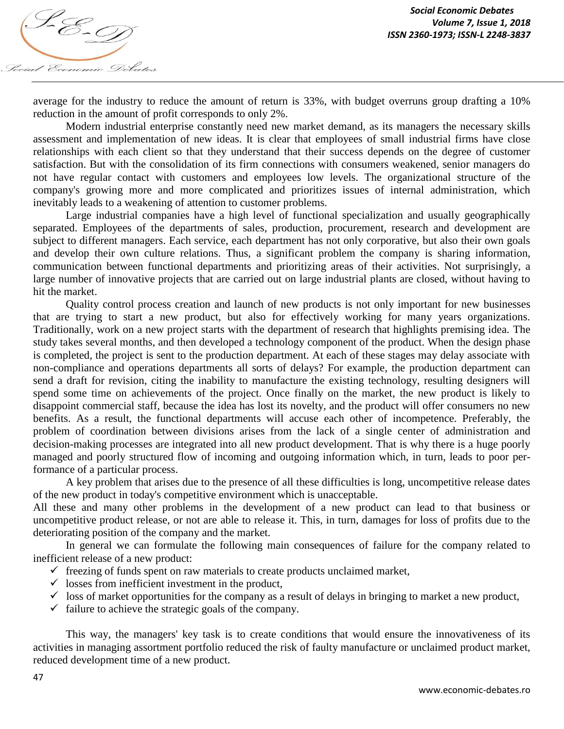average for the industry to reduce the amount of return is 33%, with budget overruns group drafting a 10% reduction in the amount of profit corresponds to only 2%.

Modern industrial enterprise constantly need new market demand, as its managers the necessary skills assessment and implementation of new ideas. It is clear that employees of small industrial firms have close relationships with each client so that they understand that their success depends on the degree of customer satisfaction. But with the consolidation of its firm connections with consumers weakened, senior managers do not have regular contact with customers and employees low levels. The organizational structure of the company's growing more and more complicated and prioritizes issues of internal administration, which inevitably leads to a weakening of attention to customer problems.

Large industrial companies have a high level of functional specialization and usually geographically separated. Employees of the departments of sales, production, procurement, research and development are subject to different managers. Each service, each department has not only corporative, but also their own goals and develop their own culture relations. Thus, a significant problem the company is sharing information, communication between functional departments and prioritizing areas of their activities. Not surprisingly, a large number of innovative projects that are carried out on large industrial plants are closed, without having to hit the market.

Quality control process creation and launch of new products is not only important for new businesses that are trying to start a new product, but also for effectively working for many years organizations. Traditionally, work on a new project starts with the department of research that highlights premising idea. The study takes several months, and then developed a technology component of the product. When the design phase is completed, the project is sent to the production department. At each of these stages may delay associate with non-compliance and operations departments all sorts of delays? For example, the production department can send a draft for revision, citing the inability to manufacture the existing technology, resulting designers will spend some time on achievements of the project. Once finally on the market, the new product is likely to disappoint commercial staff, because the idea has lost its novelty, and the product will offer consumers no new benefits. As a result, the functional departments will accuse each other of incompetence. Preferably, the problem of coordination between divisions arises from the lack of a single center of administration and decision-making processes are integrated into all new product development. That is why there is a huge poorly managed and poorly structured flow of incoming and outgoing information which, in turn, leads to poor performance of a particular process.

A key problem that arises due to the presence of all these difficulties is long, uncompetitive release dates of the new product in today's competitive environment which is unacceptable.

All these and many other problems in the development of a new product can lead to that business or uncompetitive product release, or not are able to release it. This, in turn, damages for loss of profits due to the deteriorating position of the company and the market.

In general we can formulate the following main consequences of failure for the company related to inefficient release of a new product:

- ✓ freezing of funds spent on raw materials to create products unclaimed market,
- ✓ losses from inefficient investment in the product,
- ✓ loss of market opportunities for the company as a result of delays in bringing to market a new product,
- ✓ failure to achieve the strategic goals of the company.

This way, the managers' key task is to create conditions that would ensure the innovativeness of its activities in managing assortment portfolio reduced the risk of faulty manufacture or unclaimed product market, reduced development time of a new product.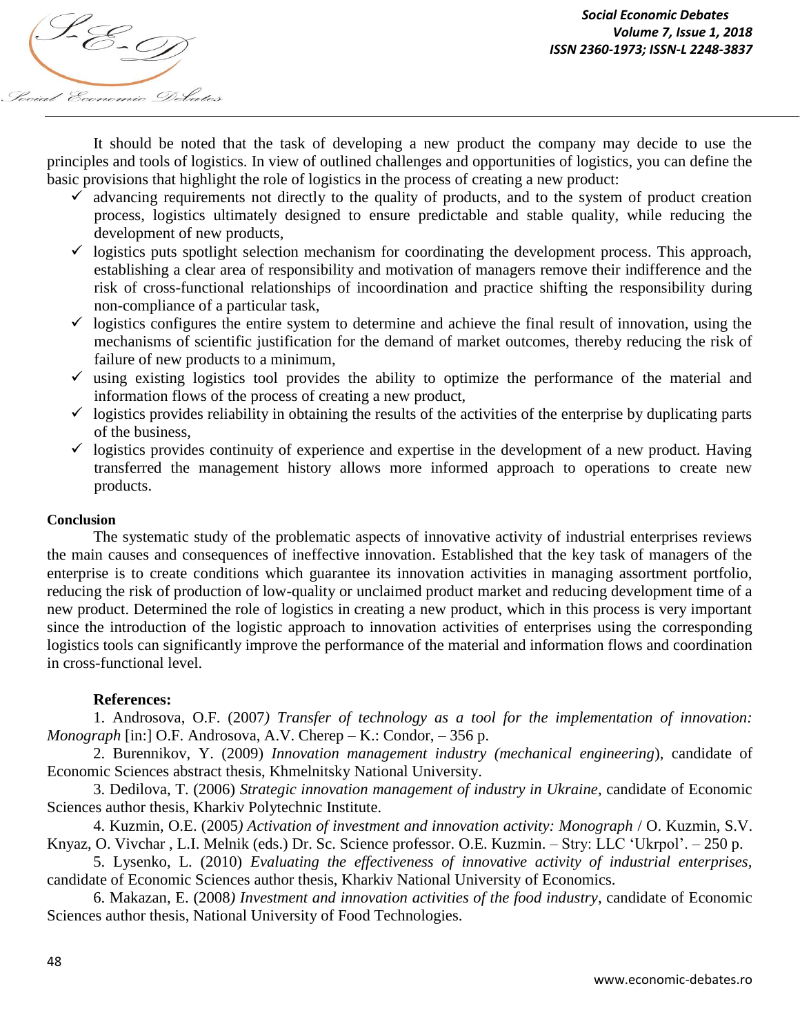It should be noted that the task of developing a new product the company may decide to use the principles and tools of logistics. In view of outlined challenges and opportunities of logistics, you can define the basic provisions that highlight the role of logistics in the process of creating a new product:

- ✓ advancing requirements not directly to the quality of products, and to the system of product creation process, logistics ultimately designed to ensure predictable and stable quality, while reducing the development of new products,
- ✓ logistics puts spotlight selection mechanism for coordinating the development process. This approach, establishing a clear area of responsibility and motivation of managers remove their indifference and the risk of cross-functional relationships of incoordination and practice shifting the responsibility during non-compliance of a particular task,
- ✓ logistics configures the entire system to determine and achieve the final result of innovation, using the mechanisms of scientific justification for the demand of market outcomes, thereby reducing the risk of failure of new products to a minimum,
- ✓ using existing logistics tool provides the ability to optimize the performance of the material and information flows of the process of creating a new product,
- ✓ logistics provides reliability in obtaining the results of the activities of the enterprise by duplicating parts of the business,
- ✓ logistics provides continuity of experience and expertise in the development of a new product. Having transferred the management history allows more informed approach to operations to create new products.

**Conclusion**

The systematic study of the problematic aspects of innovative activity of industrial enterprises reviews the main causes and consequences of ineffective innovation. Established that the key task of managers of the enterprise is to create conditions which guarantee its innovation activities in managing assortment portfolio, reducing the risk of production of low-quality or unclaimed product market and reducing development time of a new product. Determined the role of logistics in creating a new product, which in this process is very important since the introduction of the logistic approach to innovation activities of enterprises using the corresponding logistics tools can significantly improve the performance of the material and information flows and coordination in cross-functional level.

**References:**

1. Androsova, O.F. (2007*) Transfer of technology as a tool for the implementation of innovation: Monograph* [in:] O.F. Androsova, A.V. Cherep – K.: Condor, – 356 p.

2. Burennikov, Y. (2009) *Innovation management industry (mechanical engineering*), candidate of Economic Sciences abstract thesis, Khmelnitsky National University.

3. Dedilova, T. (2006) *Strategic innovation management of industry in Ukraine*, candidate of Economic Sciences author thesis, Kharkiv Polytechnic Institute.

4. Kuzmin, O.E. (2005*) Activation of investment and innovation activity: Monograph* / O. Kuzmin, S.V. Knyaz, O. Vivchar , L.I. Melnik (eds.) Dr. Sc. Science professor. O.E. Kuzmin. – Stry: LLC 'Ukrpol'. – 250 p.

5. Lysenko, L. (2010) *Evaluating the effectiveness of innovative activity of industrial enterprises,* candidate of Economic Sciences author thesis, Kharkiv National University of Economics.

6. Makazan, E. (2008*) Investment and innovation activities of the food industry*, candidate of Economic Sciences author thesis, National University of Food Technologies.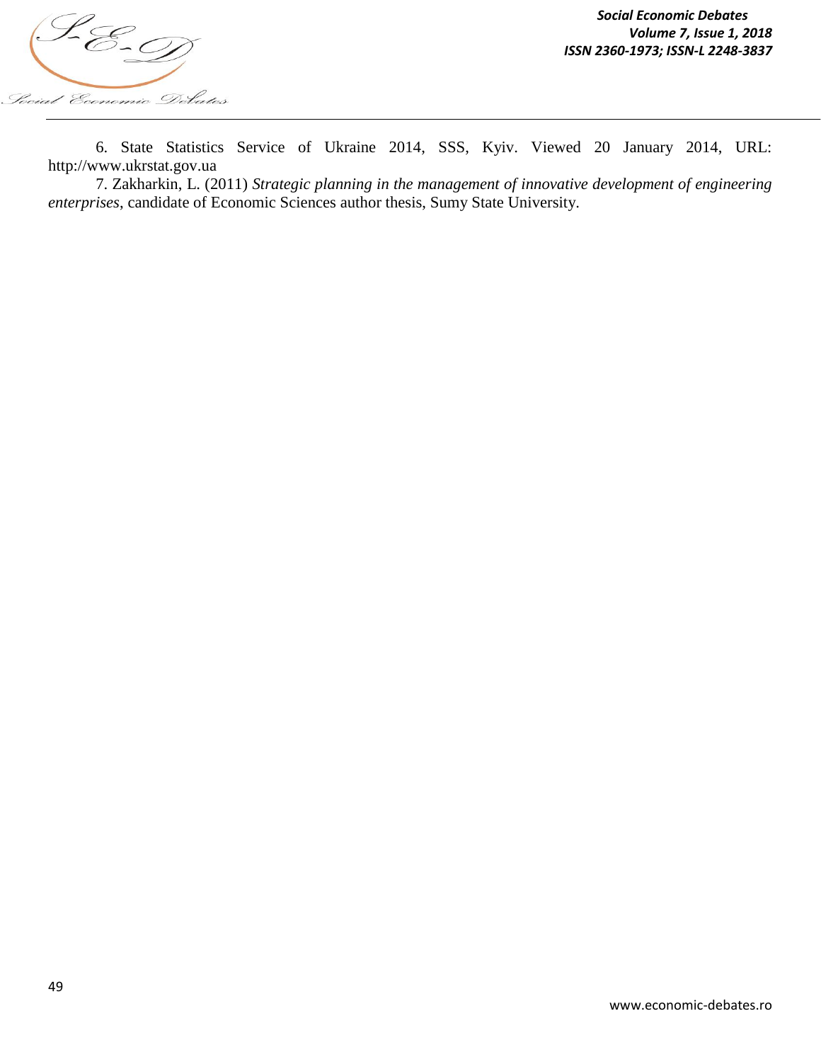6. State Statistics Service of Ukraine 2014, SSS, Kyiv. Viewed 20 January 2014, URL: http://www.ukrstat.gov.ua

7. Zakharkin, L. (2011) *Strategic planning in the management of innovative development of engineering enterprises*, candidate of Economic Sciences author thesis, Sumy State University.